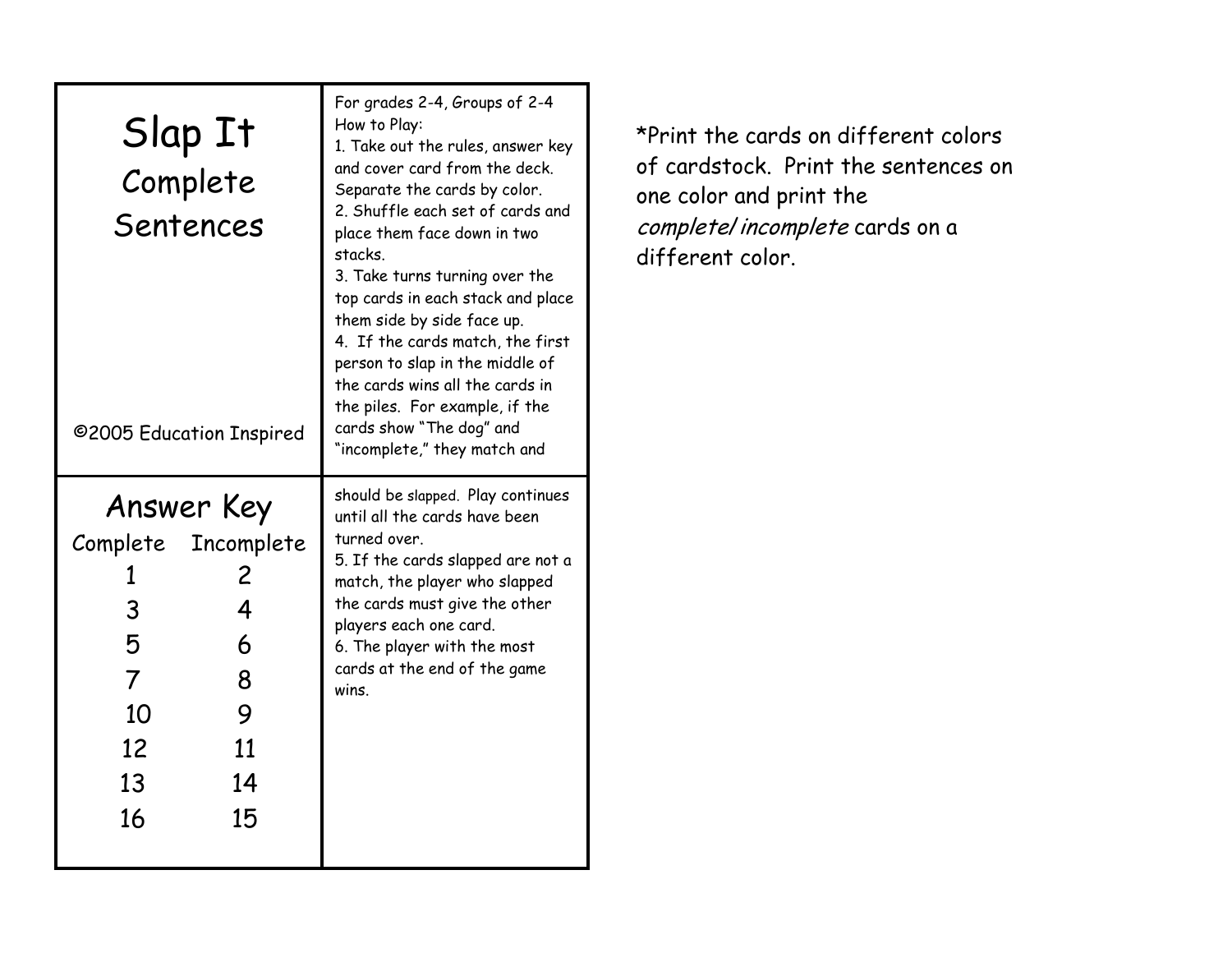# Slap It

## Complete Sentences

©2005 Education Inspired

For grades 2-4, Groups of 2-4

How to Play:

1. Take out the rules, answer key and cover card from the deck. Separate the cards by color.
2. Shuffle each set of cards and place them face down in two stacks.
3. Take turns turning over the top cards in each stack and place them side by side face up.
4. If the cards match, the first person to slap in the middle of the cards wins all the cards in the piles. For example, if the cards show "The dog" and "incomplete," they match and should be slapped. Play continues until all the cards have been turned over.
5. If the cards slapped are not a match, the player who slapped the cards must give the other players each one card.
6. The player with the most cards at the end of the game wins.

## Answer Key

| Complete | Incomplete |
| --- | --- |
| 1 | 2 |
| 3 | 4 |
| 5 | 6 |
| 7 | 8 |
| 10 | 9 |
| 12 | 11 |
| 13 | 14 |
| 16 | 15 |

*Print the cards on different colors of cardstock. Print the sentences on one color and print the *complete/ incomplete* cards on a different color.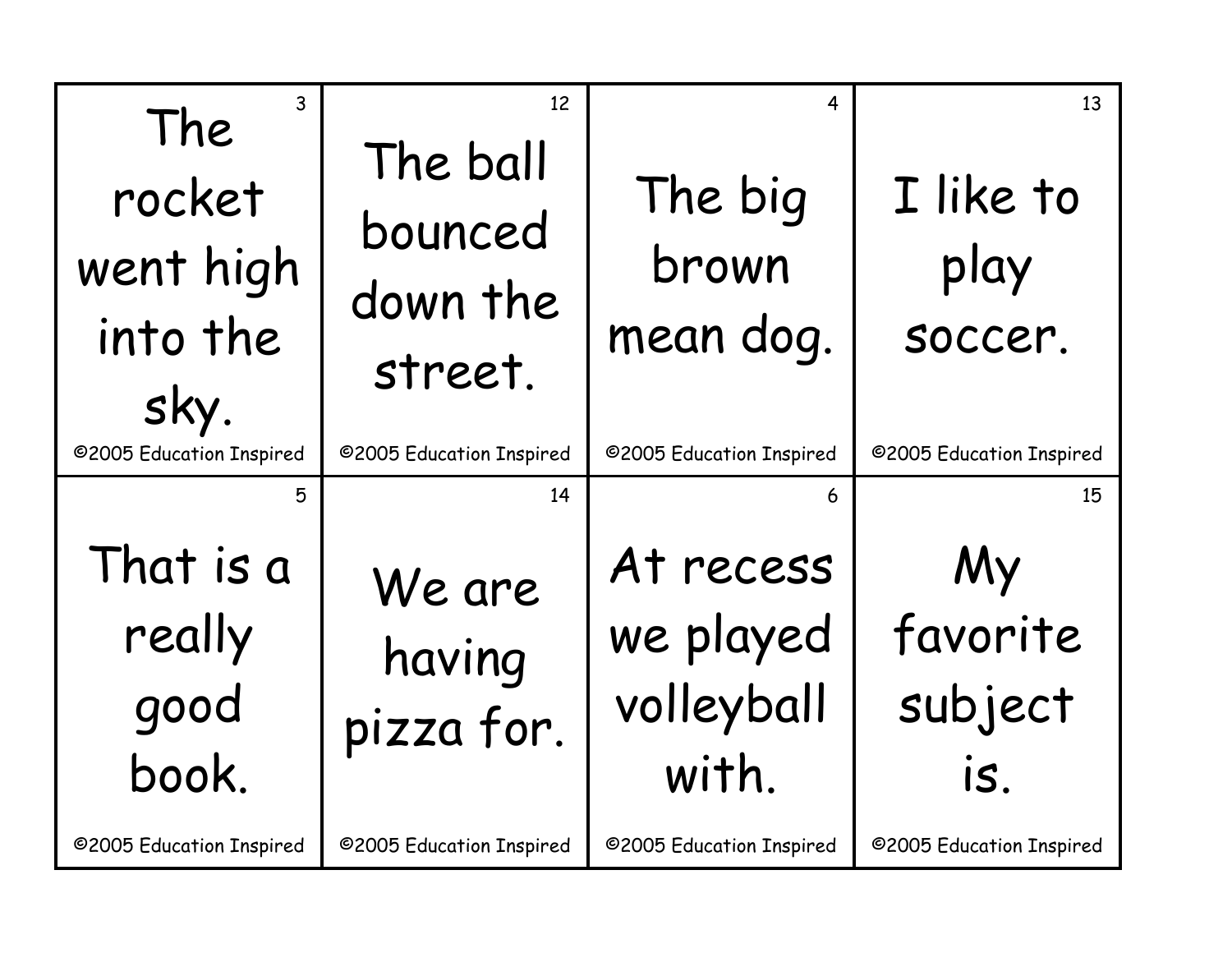| | | | |
|---|---|---|---|
| 3<br>The rocket went high into the sky.<br>©2005 Education Inspired | 12<br>The ball bounced down the street.<br>©2005 Education Inspired | 4<br>The big brown mean dog.<br>©2005 Education Inspired | 13<br>I like to play soccer.<br>©2005 Education Inspired |
| 5<br>That is a really good book.<br>©2005 Education Inspired | 14<br>We are having pizza for.<br>©2005 Education Inspired | 6<br>At recess we played volleyball with.<br>©2005 Education Inspired | 15<br>My favorite subject is.<br>©2005 Education Inspired |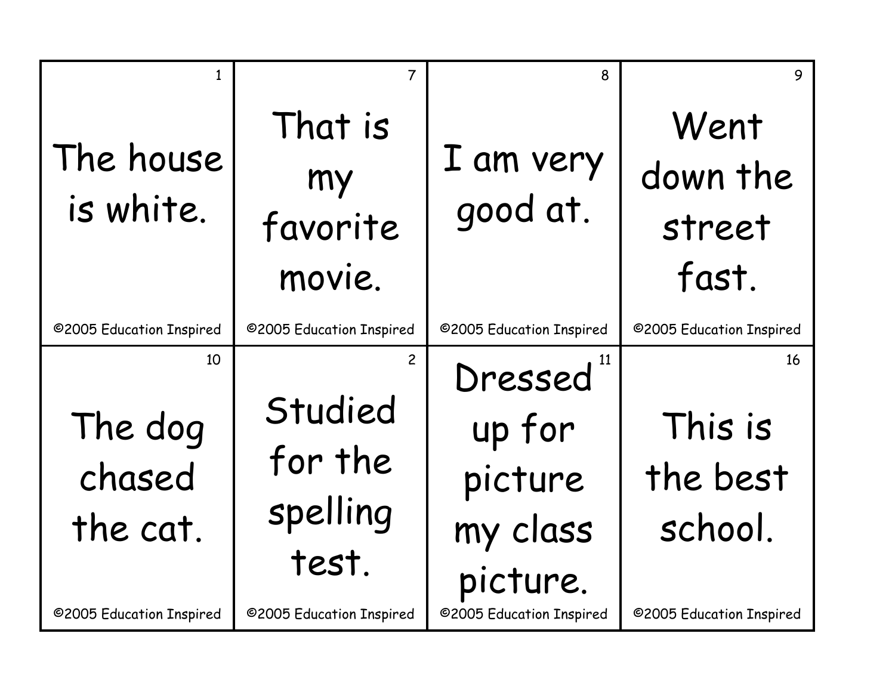| 1 | 7 | 8 | 9 |
| --- | --- | --- | --- |
| The house is white. | That is my favorite movie. | I am very good at. | Went down the street fast. |
| ©2005 Education Inspired | ©2005 Education Inspired | ©2005 Education Inspired | ©2005 Education Inspired |
| 10 | 2 | 11 | 16 |
| The dog chased the cat. | Studied for the spelling test. | Dressed up for picture my class picture. | This is the best school. |
| ©2005 Education Inspired | ©2005 Education Inspired | ©2005 Education Inspired | ©2005 Education Inspired |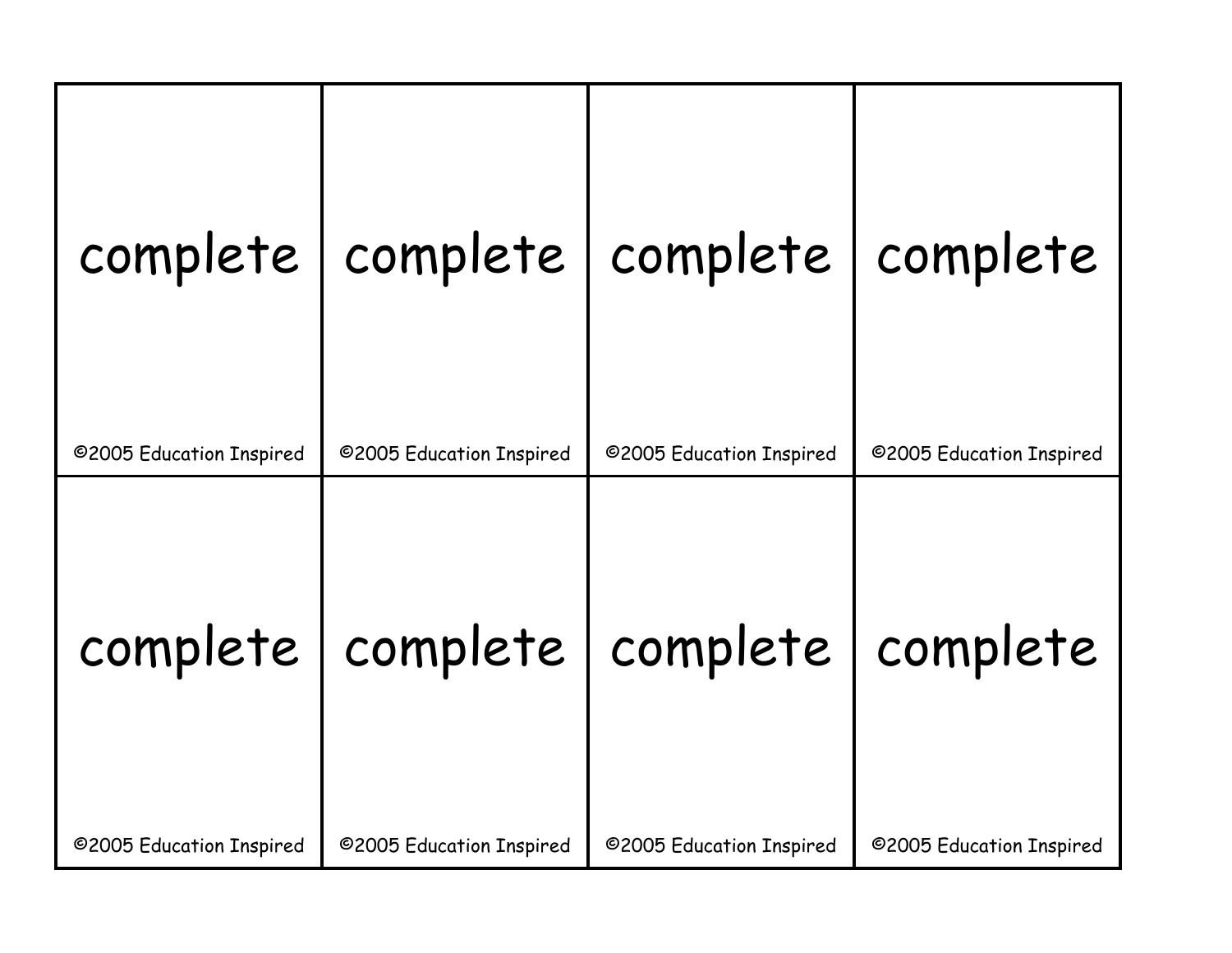| | | | |
|---|---|---|---|
| complete<br><br>©2005 Education Inspired | complete<br><br>©2005 Education Inspired | complete<br><br>©2005 Education Inspired | complete<br><br>©2005 Education Inspired |
| complete<br><br>©2005 Education Inspired | complete<br><br>©2005 Education Inspired | complete<br><br>©2005 Education Inspired | complete<br><br>©2005 Education Inspired |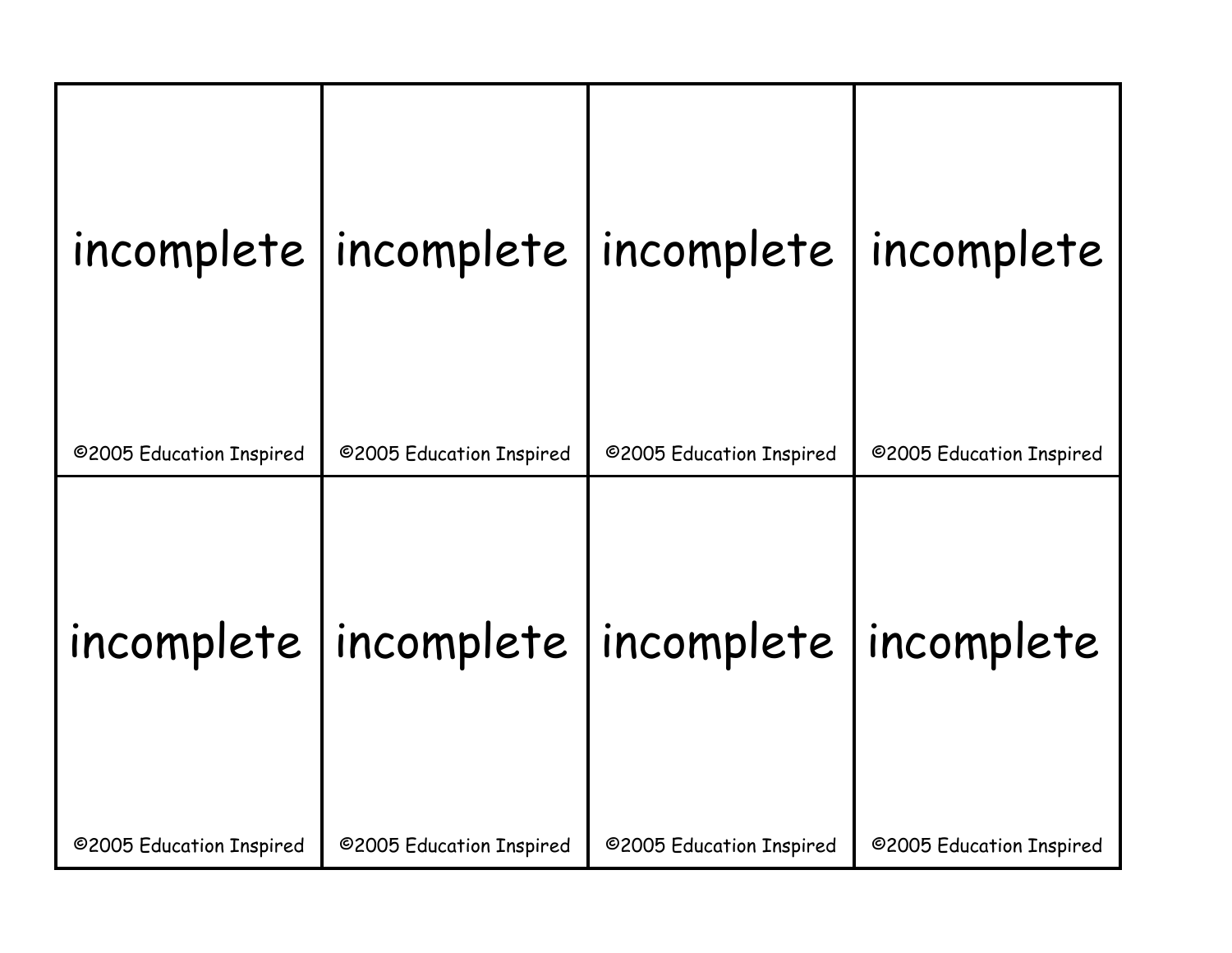| | | | |
|---|---|---|---|
| incomplete<br><br>©2005 Education Inspired | incomplete<br><br>©2005 Education Inspired | incomplete<br><br>©2005 Education Inspired | incomplete<br><br>©2005 Education Inspired |
| incomplete<br><br>©2005 Education Inspired | incomplete<br><br>©2005 Education Inspired | incomplete<br><br>©2005 Education Inspired | incomplete<br><br>©2005 Education Inspired |